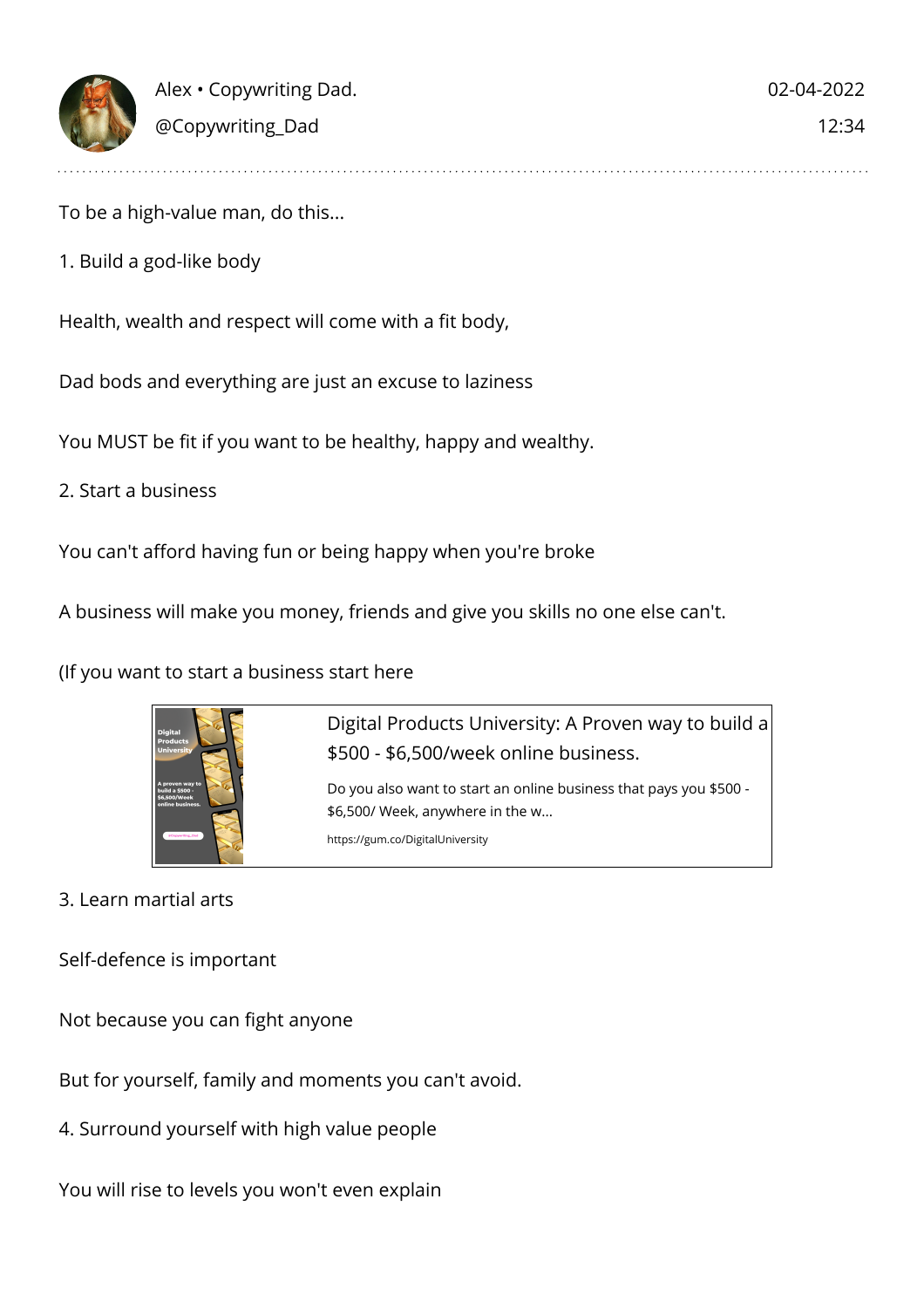Alex • Copywriting Dad.
@Copywriting_Dad

02-04-2022
12:34

---

To be a high-value man, do this...

1. Build a god-like body

Health, wealth and respect will come with a fit body,

Dad bods and everything are just an excuse to laziness

You MUST be fit if you want to be healthy, happy and wealthy.

2. Start a business

You can't afford having fun or being happy when you're broke

A business will make you money, friends and give you skills no one else can't.

(If you want to start a business start here

Digital Products University: A Proven way to build a $500 - $6,500/week online business.

Do you also want to start an online business that pays you $500 - $6,500/ Week, anywhere in the w...

https://gum.co/DigitalUniversity

3. Learn martial arts

Self-defence is important

Not because you can fight anyone

But for yourself, family and moments you can't avoid.

4. Surround yourself with high value people

You will rise to levels you won't even explain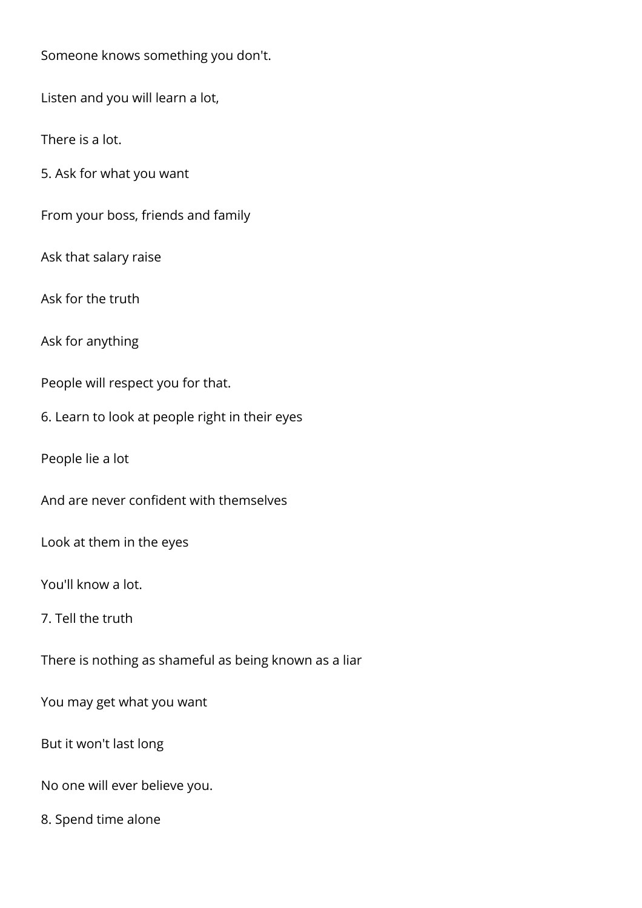Someone knows something you don't.

Listen and you will learn a lot,

There is a lot.

5. Ask for what you want

From your boss, friends and family

Ask that salary raise

Ask for the truth

Ask for anything

People will respect you for that.

6. Learn to look at people right in their eyes

People lie a lot

And are never confident with themselves

Look at them in the eyes

You'll know a lot.

7. Tell the truth

There is nothing as shameful as being known as a liar

You may get what you want

But it won't last long

No one will ever believe you.

8. Spend time alone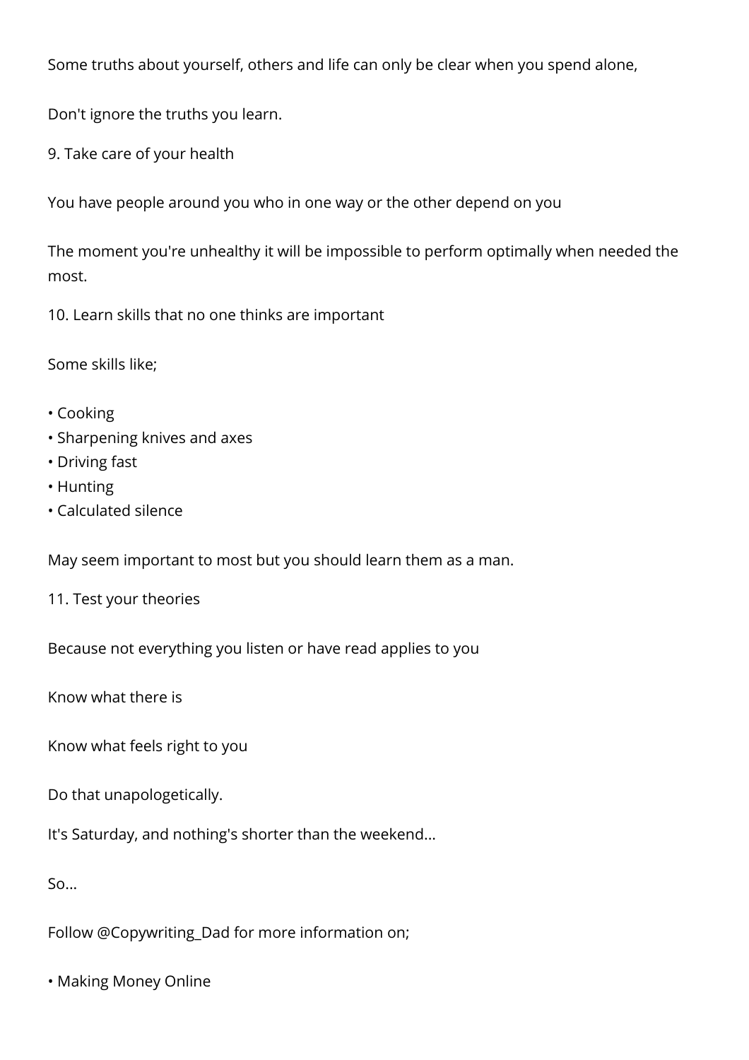Some truths about yourself, others and life can only be clear when you spend alone,

Don't ignore the truths you learn.

9. Take care of your health

You have people around you who in one way or the other depend on you

The moment you're unhealthy it will be impossible to perform optimally when needed the most.

10. Learn skills that no one thinks are important

Some skills like;

- Cooking
- Sharpening knives and axes
- Driving fast
- Hunting
- Calculated silence

May seem important to most but you should learn them as a man.

11. Test your theories

Because not everything you listen or have read applies to you

Know what there is

Know what feels right to you

Do that unapologetically.

It's Saturday, and nothing's shorter than the weekend...

So...

Follow @Copywriting_Dad for more information on;

- Making Money Online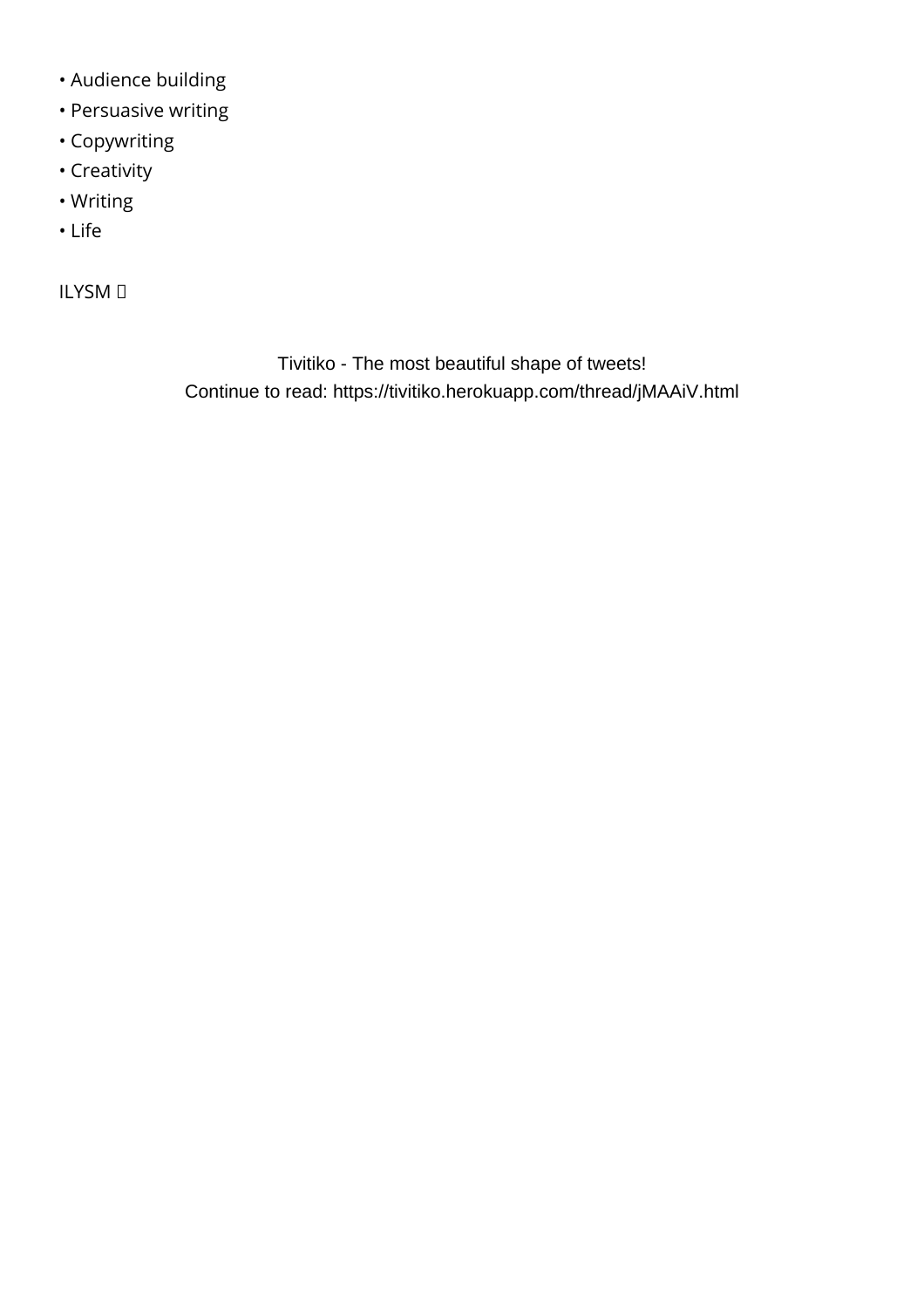• Audience building
• Persuasive writing
• Copywriting
• Creativity
• Writing
• Life

ILYSM 🤍

Tivitiko - The most beautiful shape of tweets!
Continue to read: https://tivitiko.herokuapp.com/thread/jMAAiV.html